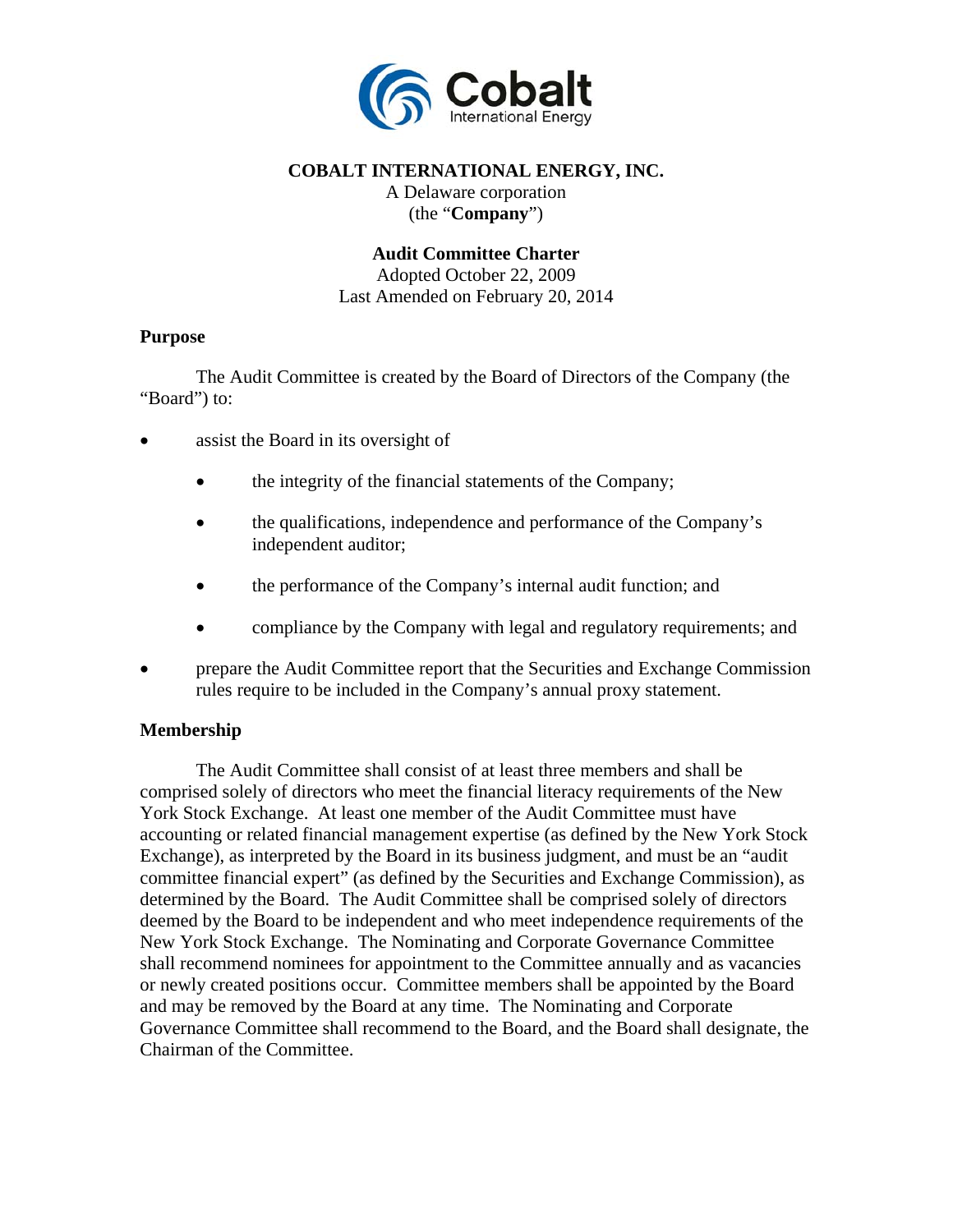**COBALT INTERNATIONAL ENERGY, INC.**

A Delaware corporation
(the "**Company**")

**Audit Committee Charter**

Adopted October 22, 2009
Last Amended on February 20, 2014

## Purpose

The Audit Committee is created by the Board of Directors of the Company (the "Board") to:

- assist the Board in its oversight of
  - the integrity of the financial statements of the Company;
  - the qualifications, independence and performance of the Company's independent auditor;
  - the performance of the Company's internal audit function; and
  - compliance by the Company with legal and regulatory requirements; and
- prepare the Audit Committee report that the Securities and Exchange Commission rules require to be included in the Company's annual proxy statement.

## Membership

The Audit Committee shall consist of at least three members and shall be comprised solely of directors who meet the financial literacy requirements of the New York Stock Exchange. At least one member of the Audit Committee must have accounting or related financial management expertise (as defined by the New York Stock Exchange), as interpreted by the Board in its business judgment, and must be an "audit committee financial expert" (as defined by the Securities and Exchange Commission), as determined by the Board. The Audit Committee shall be comprised solely of directors deemed by the Board to be independent and who meet independence requirements of the New York Stock Exchange. The Nominating and Corporate Governance Committee shall recommend nominees for appointment to the Committee annually and as vacancies or newly created positions occur. Committee members shall be appointed by the Board and may be removed by the Board at any time. The Nominating and Corporate Governance Committee shall recommend to the Board, and the Board shall designate, the Chairman of the Committee.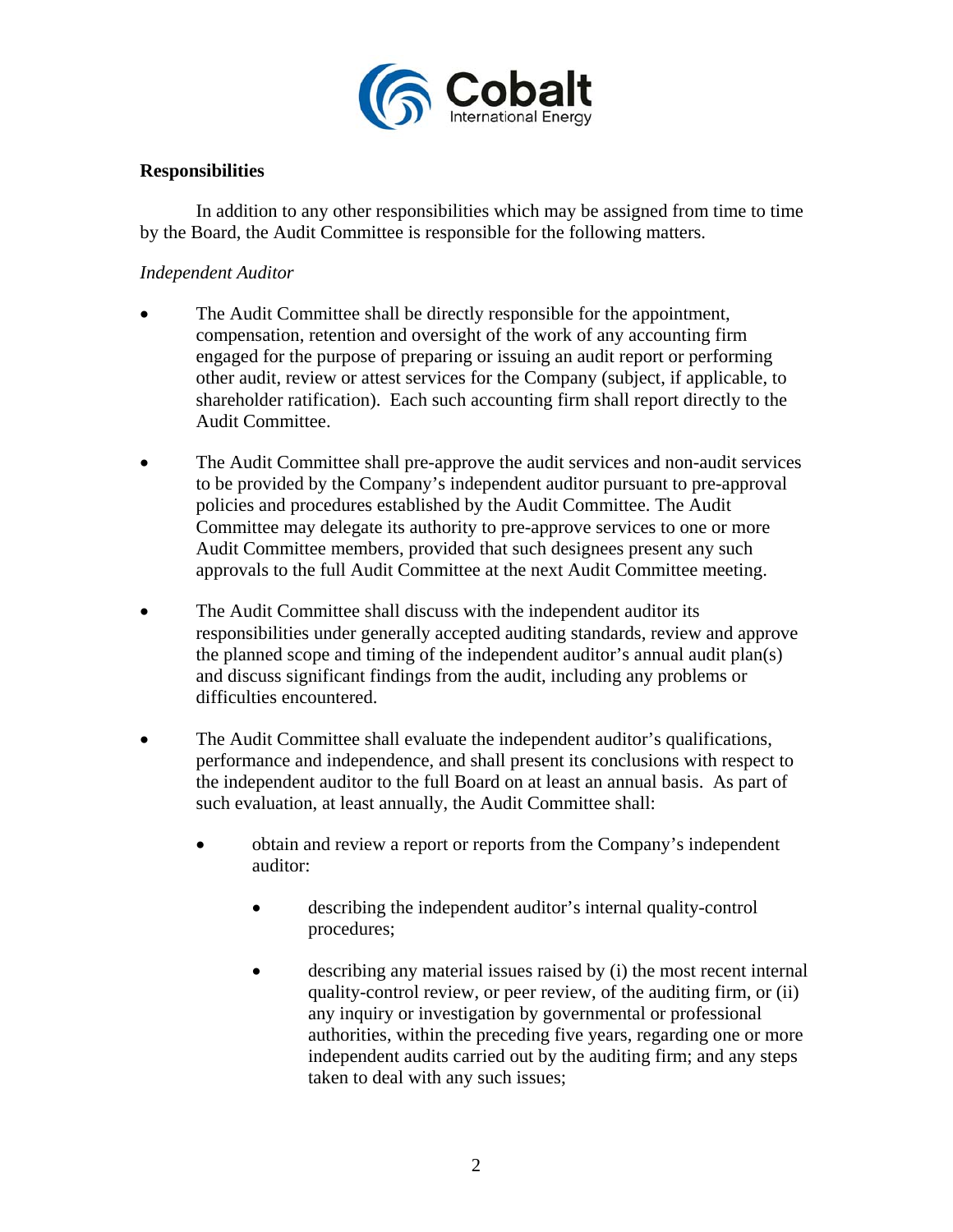**Responsibilities**

In addition to any other responsibilities which may be assigned from time to time by the Board, the Audit Committee is responsible for the following matters.

*Independent Auditor*

- The Audit Committee shall be directly responsible for the appointment, compensation, retention and oversight of the work of any accounting firm engaged for the purpose of preparing or issuing an audit report or performing other audit, review or attest services for the Company (subject, if applicable, to shareholder ratification). Each such accounting firm shall report directly to the Audit Committee.

- The Audit Committee shall pre-approve the audit services and non-audit services to be provided by the Company's independent auditor pursuant to pre-approval policies and procedures established by the Audit Committee. The Audit Committee may delegate its authority to pre-approve services to one or more Audit Committee members, provided that such designees present any such approvals to the full Audit Committee at the next Audit Committee meeting.

- The Audit Committee shall discuss with the independent auditor its responsibilities under generally accepted auditing standards, review and approve the planned scope and timing of the independent auditor's annual audit plan(s) and discuss significant findings from the audit, including any problems or difficulties encountered.

- The Audit Committee shall evaluate the independent auditor's qualifications, performance and independence, and shall present its conclusions with respect to the independent auditor to the full Board on at least an annual basis. As part of such evaluation, at least annually, the Audit Committee shall:

    - obtain and review a report or reports from the Company's independent auditor:

        - describing the independent auditor's internal quality-control procedures;

        - describing any material issues raised by (i) the most recent internal quality-control review, or peer review, of the auditing firm, or (ii) any inquiry or investigation by governmental or professional authorities, within the preceding five years, regarding one or more independent audits carried out by the auditing firm; and any steps taken to deal with any such issues;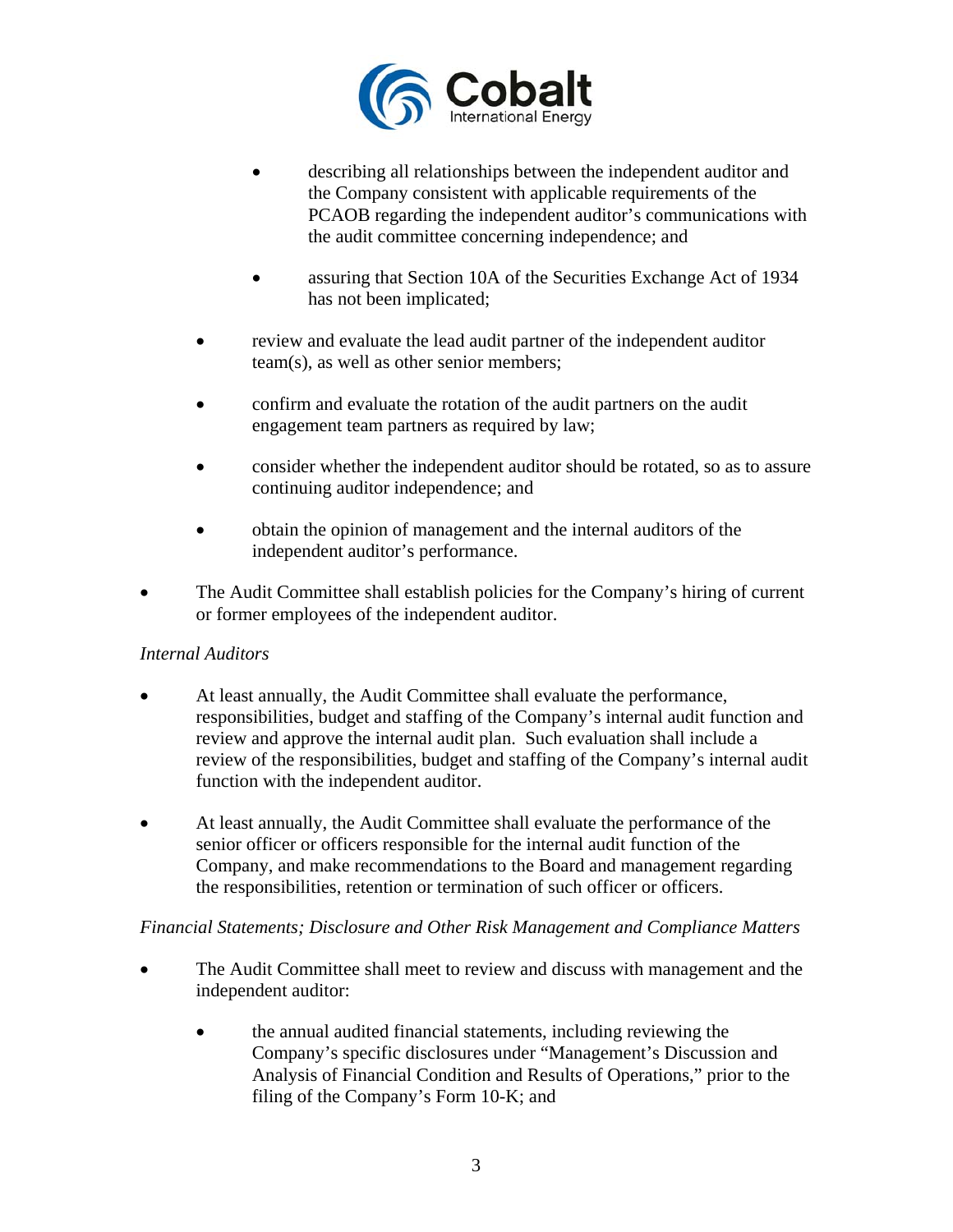- describing all relationships between the independent auditor and the Company consistent with applicable requirements of the PCAOB regarding the independent auditor's communications with the audit committee concerning independence; and

  - assuring that Section 10A of the Securities Exchange Act of 1934 has not been implicated;

- review and evaluate the lead audit partner of the independent auditor team(s), as well as other senior members;

- confirm and evaluate the rotation of the audit partners on the audit engagement team partners as required by law;

- consider whether the independent auditor should be rotated, so as to assure continuing auditor independence; and

- obtain the opinion of management and the internal auditors of the independent auditor's performance.

- The Audit Committee shall establish policies for the Company's hiring of current or former employees of the independent auditor.

*Internal Auditors*

- At least annually, the Audit Committee shall evaluate the performance, responsibilities, budget and staffing of the Company's internal audit function and review and approve the internal audit plan. Such evaluation shall include a review of the responsibilities, budget and staffing of the Company's internal audit function with the independent auditor.

- At least annually, the Audit Committee shall evaluate the performance of the senior officer or officers responsible for the internal audit function of the Company, and make recommendations to the Board and management regarding the responsibilities, retention or termination of such officer or officers.

*Financial Statements; Disclosure and Other Risk Management and Compliance Matters*

- The Audit Committee shall meet to review and discuss with management and the independent auditor:

  - the annual audited financial statements, including reviewing the Company's specific disclosures under "Management's Discussion and Analysis of Financial Condition and Results of Operations," prior to the filing of the Company's Form 10-K; and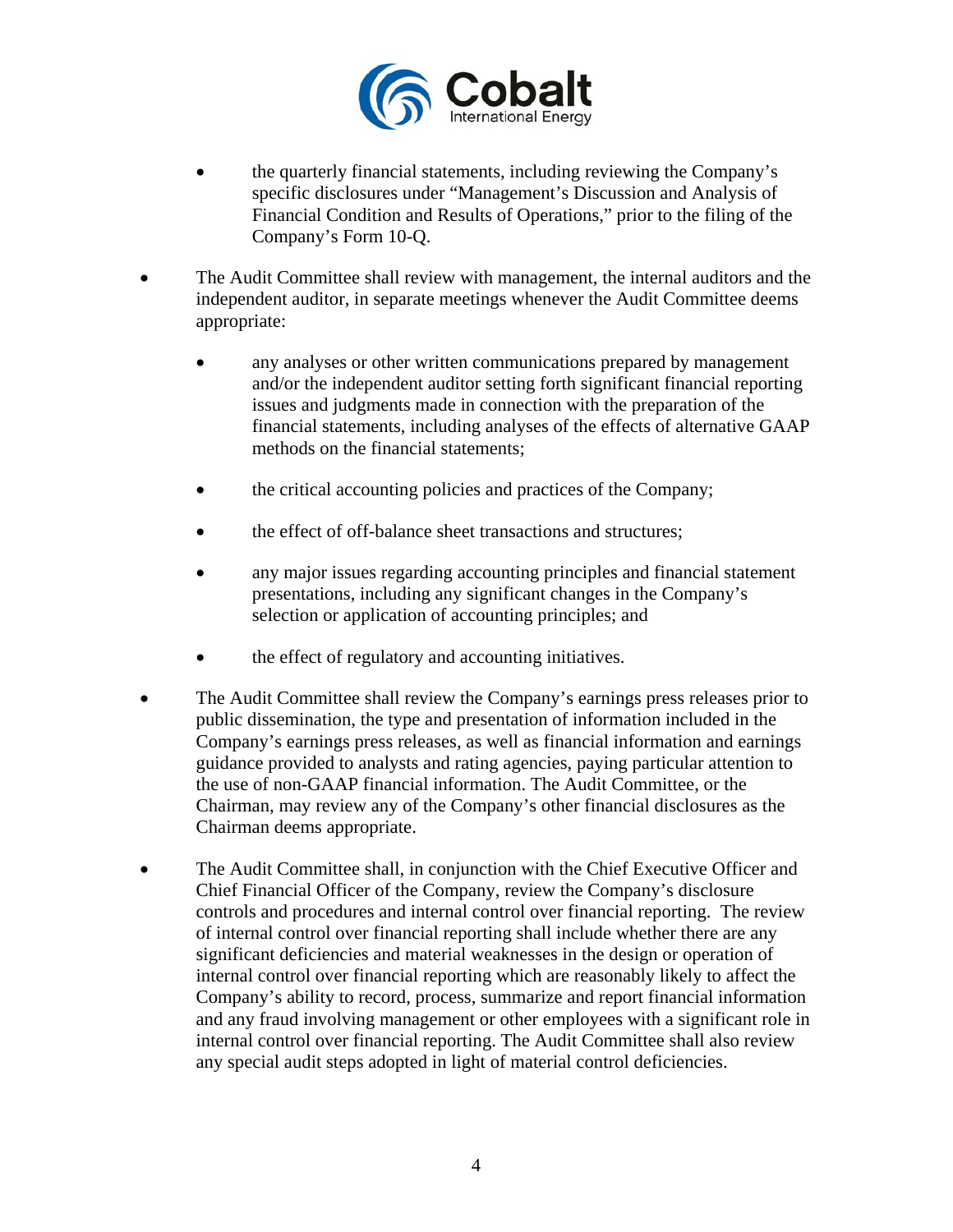- the quarterly financial statements, including reviewing the Company's specific disclosures under "Management's Discussion and Analysis of Financial Condition and Results of Operations," prior to the filing of the Company's Form 10-Q.

- The Audit Committee shall review with management, the internal auditors and the independent auditor, in separate meetings whenever the Audit Committee deems appropriate:

  - any analyses or other written communications prepared by management and/or the independent auditor setting forth significant financial reporting issues and judgments made in connection with the preparation of the financial statements, including analyses of the effects of alternative GAAP methods on the financial statements;

  - the critical accounting policies and practices of the Company;

  - the effect of off-balance sheet transactions and structures;

  - any major issues regarding accounting principles and financial statement presentations, including any significant changes in the Company's selection or application of accounting principles; and

  - the effect of regulatory and accounting initiatives.

- The Audit Committee shall review the Company's earnings press releases prior to public dissemination, the type and presentation of information included in the Company's earnings press releases, as well as financial information and earnings guidance provided to analysts and rating agencies, paying particular attention to the use of non-GAAP financial information. The Audit Committee, or the Chairman, may review any of the Company's other financial disclosures as the Chairman deems appropriate.

- The Audit Committee shall, in conjunction with the Chief Executive Officer and Chief Financial Officer of the Company, review the Company's disclosure controls and procedures and internal control over financial reporting. The review of internal control over financial reporting shall include whether there are any significant deficiencies and material weaknesses in the design or operation of internal control over financial reporting which are reasonably likely to affect the Company's ability to record, process, summarize and report financial information and any fraud involving management or other employees with a significant role in internal control over financial reporting. The Audit Committee shall also review any special audit steps adopted in light of material control deficiencies.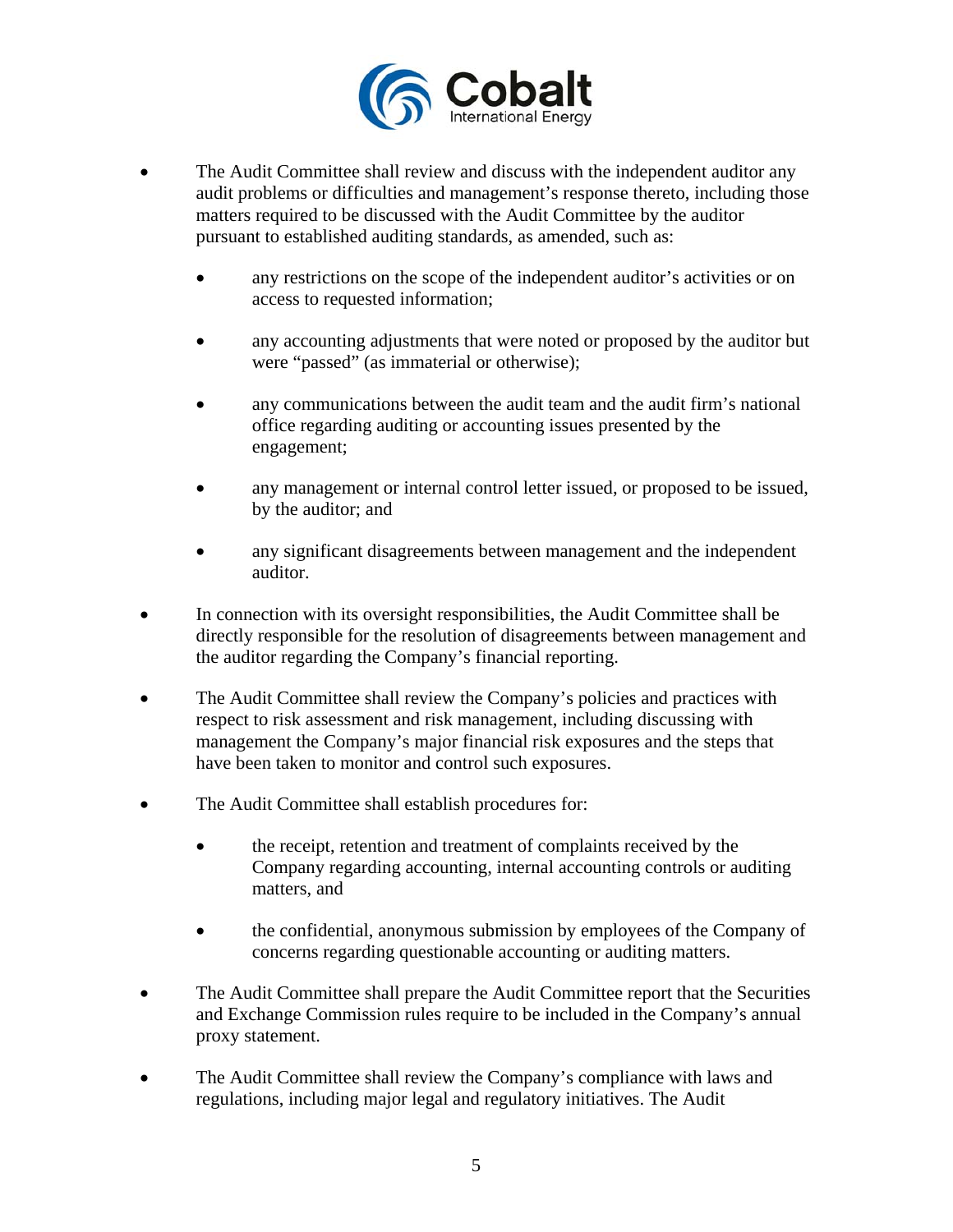- The Audit Committee shall review and discuss with the independent auditor any audit problems or difficulties and management's response thereto, including those matters required to be discussed with the Audit Committee by the auditor pursuant to established auditing standards, as amended, such as:

  - any restrictions on the scope of the independent auditor's activities or on access to requested information;

  - any accounting adjustments that were noted or proposed by the auditor but were "passed" (as immaterial or otherwise);

  - any communications between the audit team and the audit firm's national office regarding auditing or accounting issues presented by the engagement;

  - any management or internal control letter issued, or proposed to be issued, by the auditor; and

  - any significant disagreements between management and the independent auditor.

- In connection with its oversight responsibilities, the Audit Committee shall be directly responsible for the resolution of disagreements between management and the auditor regarding the Company's financial reporting.

- The Audit Committee shall review the Company's policies and practices with respect to risk assessment and risk management, including discussing with management the Company's major financial risk exposures and the steps that have been taken to monitor and control such exposures.

- The Audit Committee shall establish procedures for:

  - the receipt, retention and treatment of complaints received by the Company regarding accounting, internal accounting controls or auditing matters, and

  - the confidential, anonymous submission by employees of the Company of concerns regarding questionable accounting or auditing matters.

- The Audit Committee shall prepare the Audit Committee report that the Securities and Exchange Commission rules require to be included in the Company's annual proxy statement.

- The Audit Committee shall review the Company's compliance with laws and regulations, including major legal and regulatory initiatives. The Audit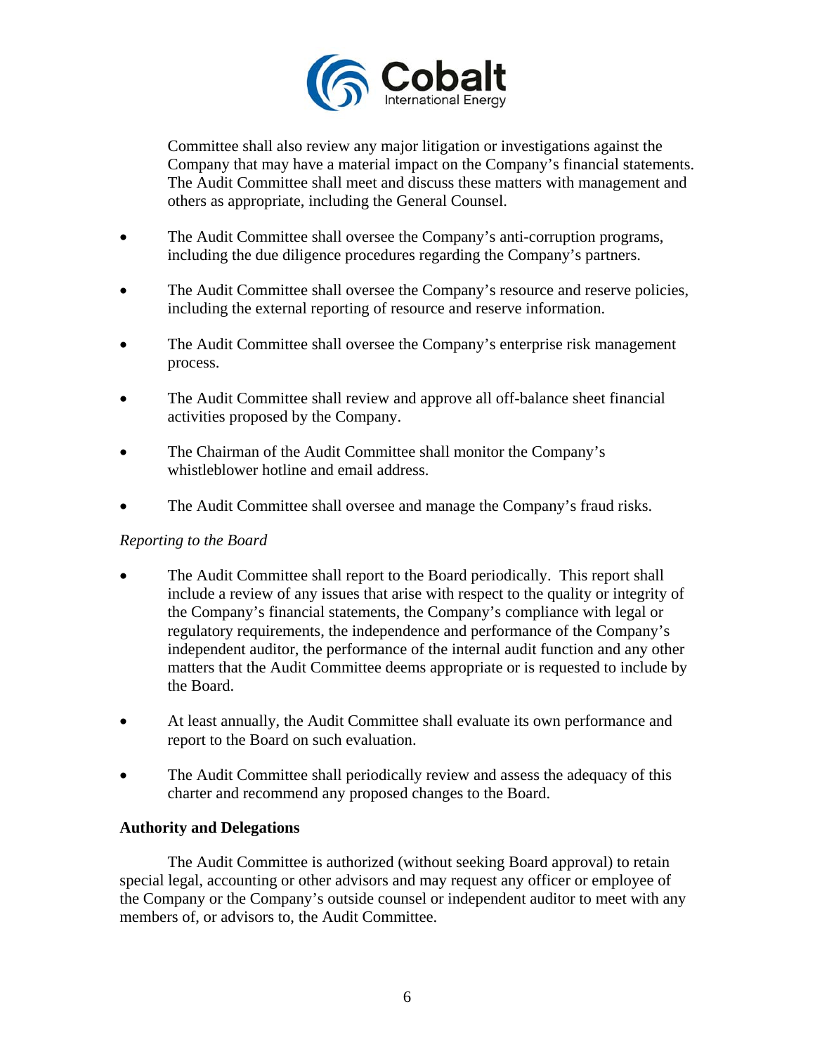Committee shall also review any major litigation or investigations against the Company that may have a material impact on the Company's financial statements. The Audit Committee shall meet and discuss these matters with management and others as appropriate, including the General Counsel.

- The Audit Committee shall oversee the Company's anti-corruption programs, including the due diligence procedures regarding the Company's partners.
- The Audit Committee shall oversee the Company's resource and reserve policies, including the external reporting of resource and reserve information.
- The Audit Committee shall oversee the Company's enterprise risk management process.
- The Audit Committee shall review and approve all off-balance sheet financial activities proposed by the Company.
- The Chairman of the Audit Committee shall monitor the Company's whistleblower hotline and email address.
- The Audit Committee shall oversee and manage the Company's fraud risks.

*Reporting to the Board*

- The Audit Committee shall report to the Board periodically. This report shall include a review of any issues that arise with respect to the quality or integrity of the Company's financial statements, the Company's compliance with legal or regulatory requirements, the independence and performance of the Company's independent auditor, the performance of the internal audit function and any other matters that the Audit Committee deems appropriate or is requested to include by the Board.
- At least annually, the Audit Committee shall evaluate its own performance and report to the Board on such evaluation.
- The Audit Committee shall periodically review and assess the adequacy of this charter and recommend any proposed changes to the Board.

**Authority and Delegations**

The Audit Committee is authorized (without seeking Board approval) to retain special legal, accounting or other advisors and may request any officer or employee of the Company or the Company's outside counsel or independent auditor to meet with any members of, or advisors to, the Audit Committee.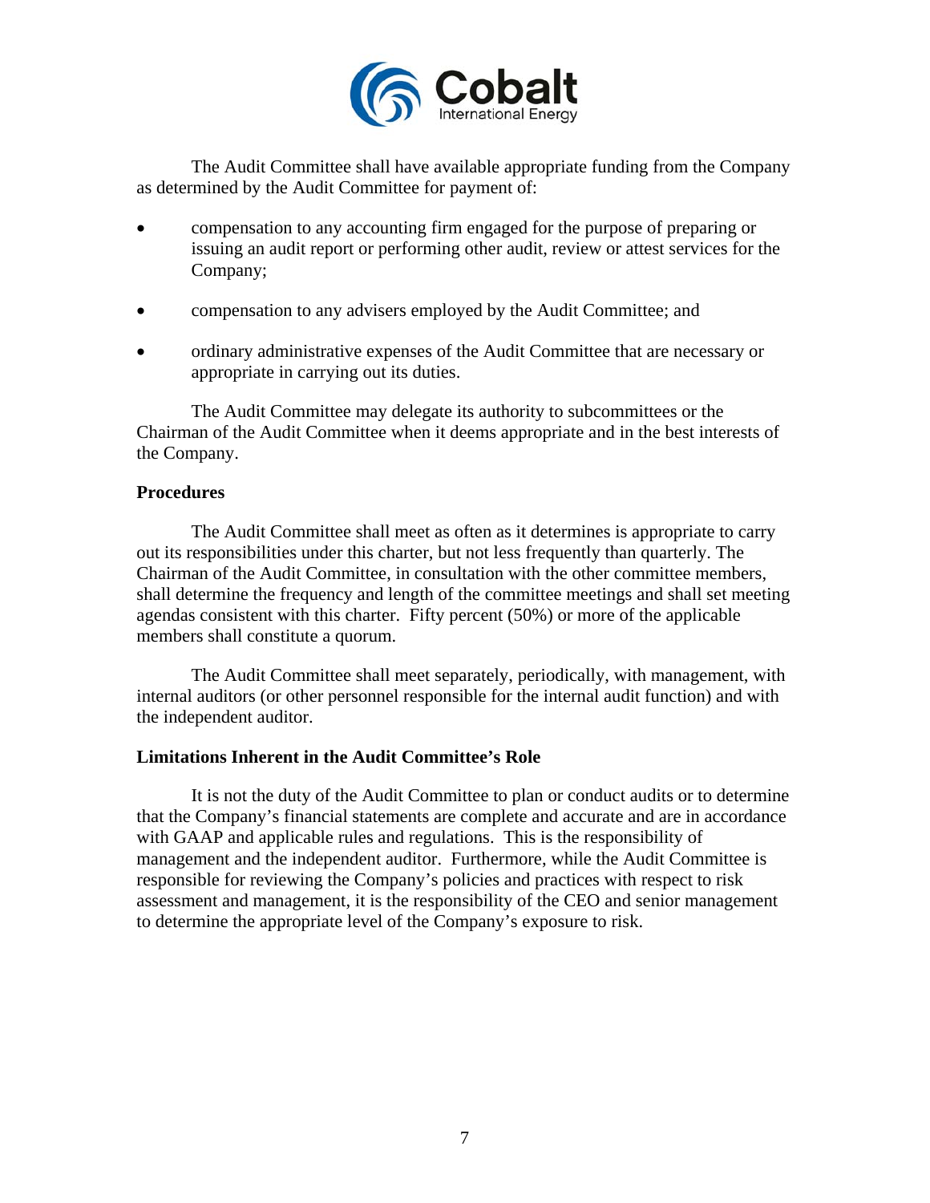The Audit Committee shall have available appropriate funding from the Company as determined by the Audit Committee for payment of:

- compensation to any accounting firm engaged for the purpose of preparing or issuing an audit report or performing other audit, review or attest services for the Company;
- compensation to any advisers employed by the Audit Committee; and
- ordinary administrative expenses of the Audit Committee that are necessary or appropriate in carrying out its duties.

The Audit Committee may delegate its authority to subcommittees or the Chairman of the Audit Committee when it deems appropriate and in the best interests of the Company.

**Procedures**

The Audit Committee shall meet as often as it determines is appropriate to carry out its responsibilities under this charter, but not less frequently than quarterly. The Chairman of the Audit Committee, in consultation with the other committee members, shall determine the frequency and length of the committee meetings and shall set meeting agendas consistent with this charter. Fifty percent (50%) or more of the applicable members shall constitute a quorum.

The Audit Committee shall meet separately, periodically, with management, with internal auditors (or other personnel responsible for the internal audit function) and with the independent auditor.

**Limitations Inherent in the Audit Committee's Role**

It is not the duty of the Audit Committee to plan or conduct audits or to determine that the Company's financial statements are complete and accurate and are in accordance with GAAP and applicable rules and regulations. This is the responsibility of management and the independent auditor. Furthermore, while the Audit Committee is responsible for reviewing the Company's policies and practices with respect to risk assessment and management, it is the responsibility of the CEO and senior management to determine the appropriate level of the Company's exposure to risk.